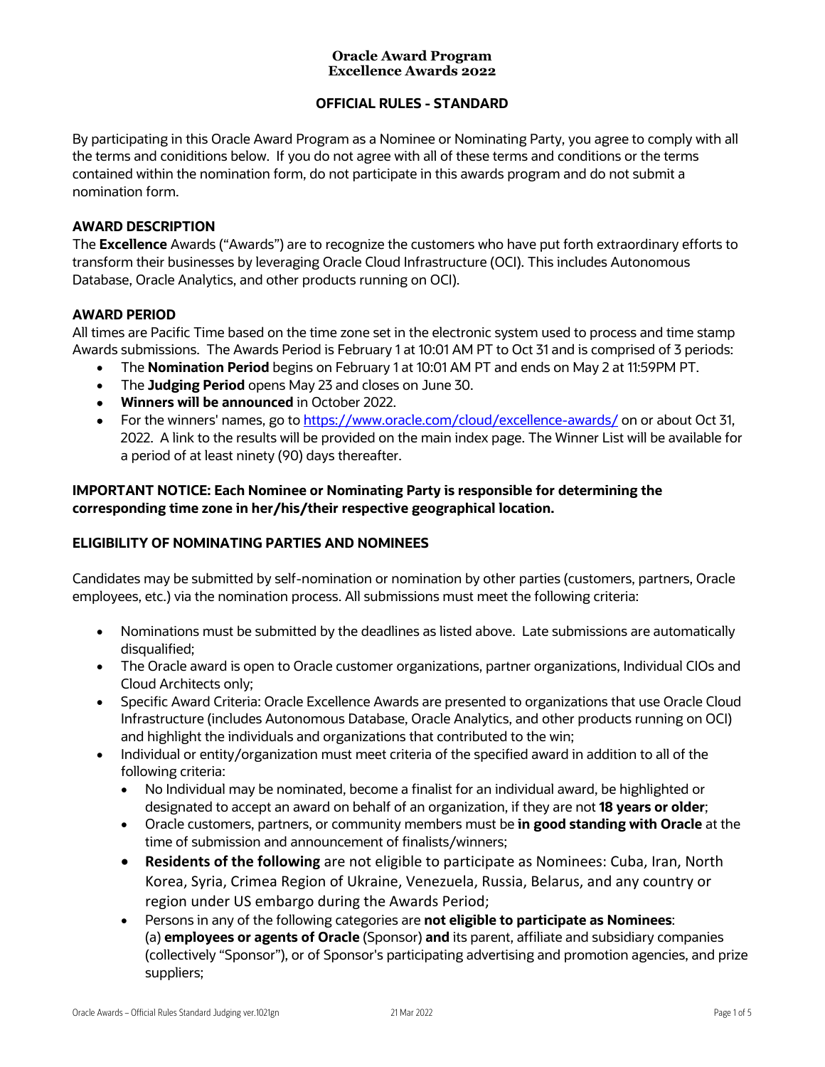**Oracle Award Program**
**Excellence Awards 2022**

## OFFICIAL RULES - STANDARD

By participating in this Oracle Award Program as a Nominee or Nominating Party, you agree to comply with all the terms and coniditions below. If you do not agree with all of these terms and conditions or the terms contained within the nomination form, do not participate in this awards program and do not submit a nomination form.

### AWARD DESCRIPTION

The **Excellence** Awards ("Awards") are to recognize the customers who have put forth extraordinary efforts to transform their businesses by leveraging Oracle Cloud Infrastructure (OCI). This includes Autonomous Database, Oracle Analytics, and other products running on OCI).

### AWARD PERIOD

All times are Pacific Time based on the time zone set in the electronic system used to process and time stamp Awards submissions. The Awards Period is February 1 at 10:01 AM PT to Oct 31 and is comprised of 3 periods:

- The **Nomination Period** begins on February 1 at 10:01 AM PT and ends on May 2 at 11:59PM PT.
- The **Judging Period** opens May 23 and closes on June 30.
- **Winners will be announced** in October 2022.
- For the winners' names, go to https://www.oracle.com/cloud/excellence-awards/ on or about Oct 31, 2022. A link to the results will be provided on the main index page. The Winner List will be available for a period of at least ninety (90) days thereafter.

**IMPORTANT NOTICE: Each Nominee or Nominating Party is responsible for determining the corresponding time zone in her/his/their respective geographical location.**

### ELIGIBILITY OF NOMINATING PARTIES AND NOMINEES

Candidates may be submitted by self-nomination or nomination by other parties (customers, partners, Oracle employees, etc.) via the nomination process. All submissions must meet the following criteria:

- Nominations must be submitted by the deadlines as listed above. Late submissions are automatically disqualified;
- The Oracle award is open to Oracle customer organizations, partner organizations, Individual CIOs and Cloud Architects only;
- Specific Award Criteria: Oracle Excellence Awards are presented to organizations that use Oracle Cloud Infrastructure (includes Autonomous Database, Oracle Analytics, and other products running on OCI) and highlight the individuals and organizations that contributed to the win;
- Individual or entity/organization must meet criteria of the specified award in addition to all of the following criteria:
  - No Individual may be nominated, become a finalist for an individual award, be highlighted or designated to accept an award on behalf of an organization, if they are not **18 years or older**;
  - Oracle customers, partners, or community members must be **in good standing with Oracle** at the time of submission and announcement of finalists/winners;
  - **Residents of the following** are not eligible to participate as Nominees: Cuba, Iran, North Korea, Syria, Crimea Region of Ukraine, Venezuela, Russia, Belarus, and any country or region under US embargo during the Awards Period;
  - Persons in any of the following categories are **not eligible to participate as Nominees**: (a) **employees or agents of Oracle** (Sponsor) **and** its parent, affiliate and subsidiary companies (collectively "Sponsor"), or of Sponsor's participating advertising and promotion agencies, and prize suppliers;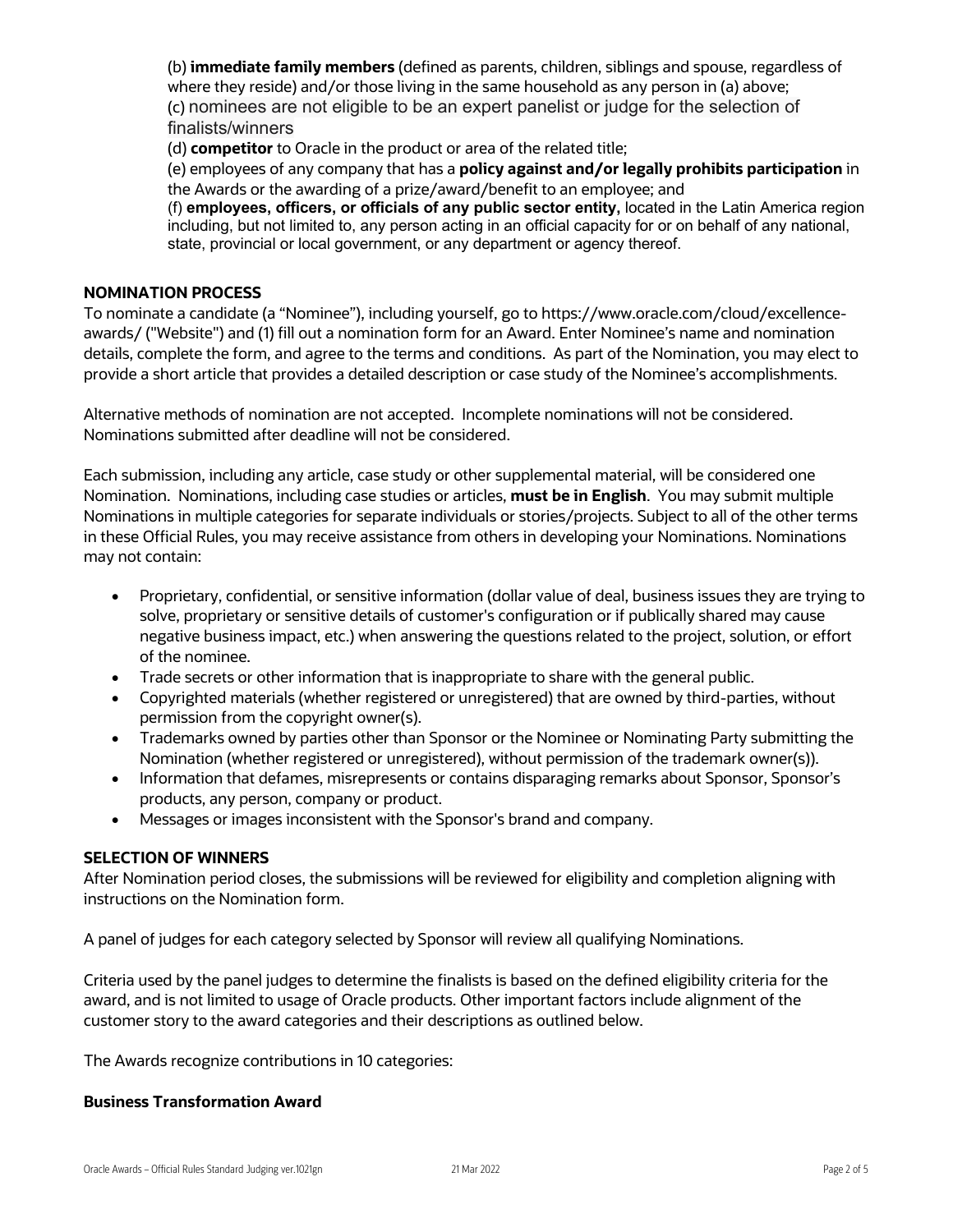(b) **immediate family members** (defined as parents, children, siblings and spouse, regardless of where they reside) and/or those living in the same household as any person in (a) above;

(c) nominees are not eligible to be an expert panelist or judge for the selection of finalists/winners

(d) **competitor** to Oracle in the product or area of the related title;

(e) employees of any company that has a **policy against and/or legally prohibits participation** in the Awards or the awarding of a prize/award/benefit to an employee; and

(f) **employees, officers, or officials of any public sector entity,** located in the Latin America region including, but not limited to, any person acting in an official capacity for or on behalf of any national, state, provincial or local government, or any department or agency thereof.

**NOMINATION PROCESS**

To nominate a candidate (a "Nominee"), including yourself, go to https://www.oracle.com/cloud/excellence-awards/ ("Website") and (1) fill out a nomination form for an Award. Enter Nominee's name and nomination details, complete the form, and agree to the terms and conditions. As part of the Nomination, you may elect to provide a short article that provides a detailed description or case study of the Nominee's accomplishments.

Alternative methods of nomination are not accepted. Incomplete nominations will not be considered. Nominations submitted after deadline will not be considered.

Each submission, including any article, case study or other supplemental material, will be considered one Nomination. Nominations, including case studies or articles, **must be in English**. You may submit multiple Nominations in multiple categories for separate individuals or stories/projects. Subject to all of the other terms in these Official Rules, you may receive assistance from others in developing your Nominations. Nominations may not contain:

- Proprietary, confidential, or sensitive information (dollar value of deal, business issues they are trying to solve, proprietary or sensitive details of customer's configuration or if publically shared may cause negative business impact, etc.) when answering the questions related to the project, solution, or effort of the nominee.
- Trade secrets or other information that is inappropriate to share with the general public.
- Copyrighted materials (whether registered or unregistered) that are owned by third-parties, without permission from the copyright owner(s).
- Trademarks owned by parties other than Sponsor or the Nominee or Nominating Party submitting the Nomination (whether registered or unregistered), without permission of the trademark owner(s)).
- Information that defames, misrepresents or contains disparaging remarks about Sponsor, Sponsor's products, any person, company or product.
- Messages or images inconsistent with the Sponsor's brand and company.

**SELECTION OF WINNERS**

After Nomination period closes, the submissions will be reviewed for eligibility and completion aligning with instructions on the Nomination form.

A panel of judges for each category selected by Sponsor will review all qualifying Nominations.

Criteria used by the panel judges to determine the finalists is based on the defined eligibility criteria for the award, and is not limited to usage of Oracle products. Other important factors include alignment of the customer story to the award categories and their descriptions as outlined below.

The Awards recognize contributions in 10 categories:

**Business Transformation Award**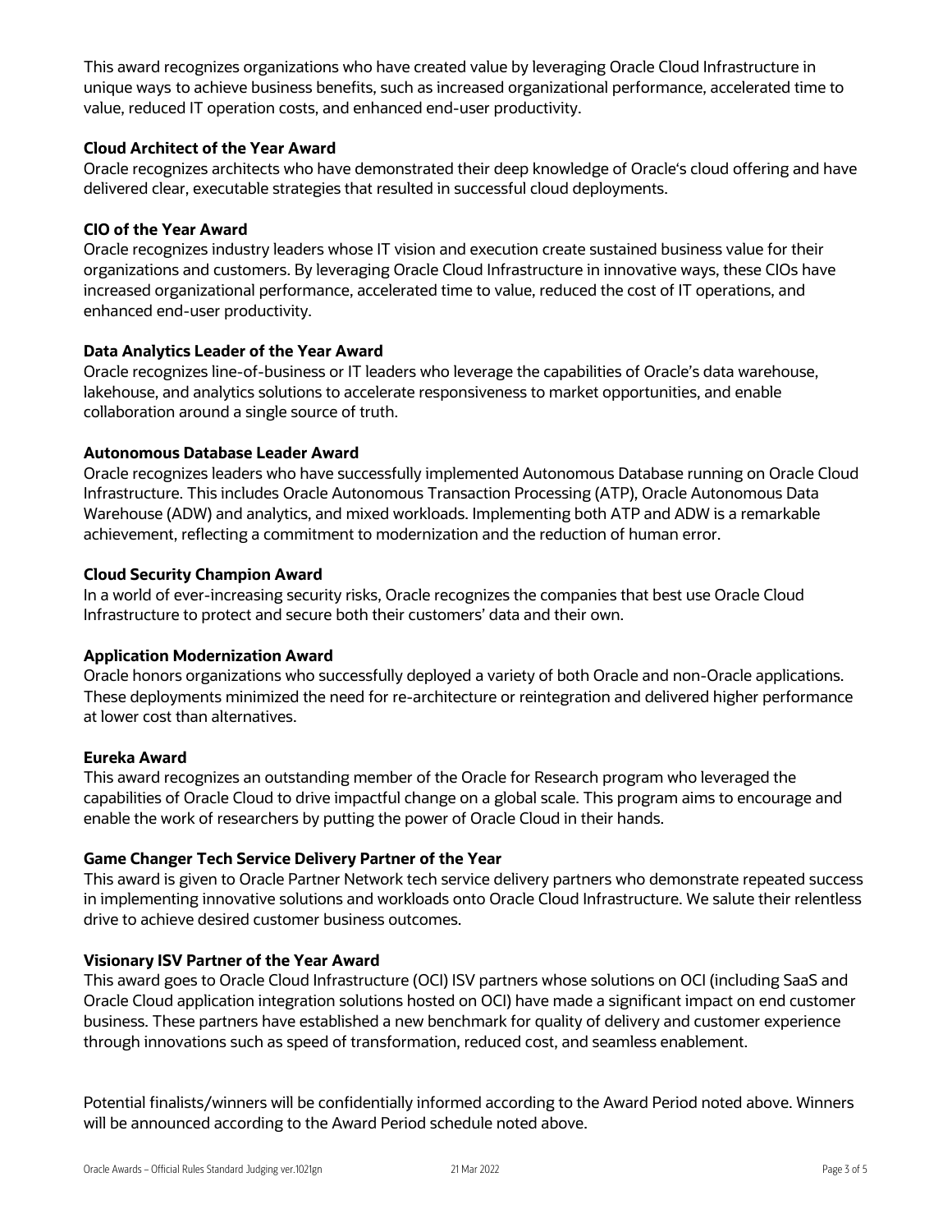This award recognizes organizations who have created value by leveraging Oracle Cloud Infrastructure in unique ways to achieve business benefits, such as increased organizational performance, accelerated time to value, reduced IT operation costs, and enhanced end-user productivity.

**Cloud Architect of the Year Award**

Oracle recognizes architects who have demonstrated their deep knowledge of Oracle's cloud offering and have delivered clear, executable strategies that resulted in successful cloud deployments.

**CIO of the Year Award**

Oracle recognizes industry leaders whose IT vision and execution create sustained business value for their organizations and customers. By leveraging Oracle Cloud Infrastructure in innovative ways, these CIOs have increased organizational performance, accelerated time to value, reduced the cost of IT operations, and enhanced end-user productivity.

**Data Analytics Leader of the Year Award**

Oracle recognizes line-of-business or IT leaders who leverage the capabilities of Oracle's data warehouse, lakehouse, and analytics solutions to accelerate responsiveness to market opportunities, and enable collaboration around a single source of truth.

**Autonomous Database Leader Award**

Oracle recognizes leaders who have successfully implemented Autonomous Database running on Oracle Cloud Infrastructure. This includes Oracle Autonomous Transaction Processing (ATP), Oracle Autonomous Data Warehouse (ADW) and analytics, and mixed workloads. Implementing both ATP and ADW is a remarkable achievement, reflecting a commitment to modernization and the reduction of human error.

**Cloud Security Champion Award**

In a world of ever-increasing security risks, Oracle recognizes the companies that best use Oracle Cloud Infrastructure to protect and secure both their customers' data and their own.

**Application Modernization Award**

Oracle honors organizations who successfully deployed a variety of both Oracle and non-Oracle applications. These deployments minimized the need for re-architecture or reintegration and delivered higher performance at lower cost than alternatives.

**Eureka Award**

This award recognizes an outstanding member of the Oracle for Research program who leveraged the capabilities of Oracle Cloud to drive impactful change on a global scale. This program aims to encourage and enable the work of researchers by putting the power of Oracle Cloud in their hands.

**Game Changer Tech Service Delivery Partner of the Year**

This award is given to Oracle Partner Network tech service delivery partners who demonstrate repeated success in implementing innovative solutions and workloads onto Oracle Cloud Infrastructure. We salute their relentless drive to achieve desired customer business outcomes.

**Visionary ISV Partner of the Year Award**

This award goes to Oracle Cloud Infrastructure (OCI) ISV partners whose solutions on OCI (including SaaS and Oracle Cloud application integration solutions hosted on OCI) have made a significant impact on end customer business. These partners have established a new benchmark for quality of delivery and customer experience through innovations such as speed of transformation, reduced cost, and seamless enablement.

Potential finalists/winners will be confidentially informed according to the Award Period noted above. Winners will be announced according to the Award Period schedule noted above.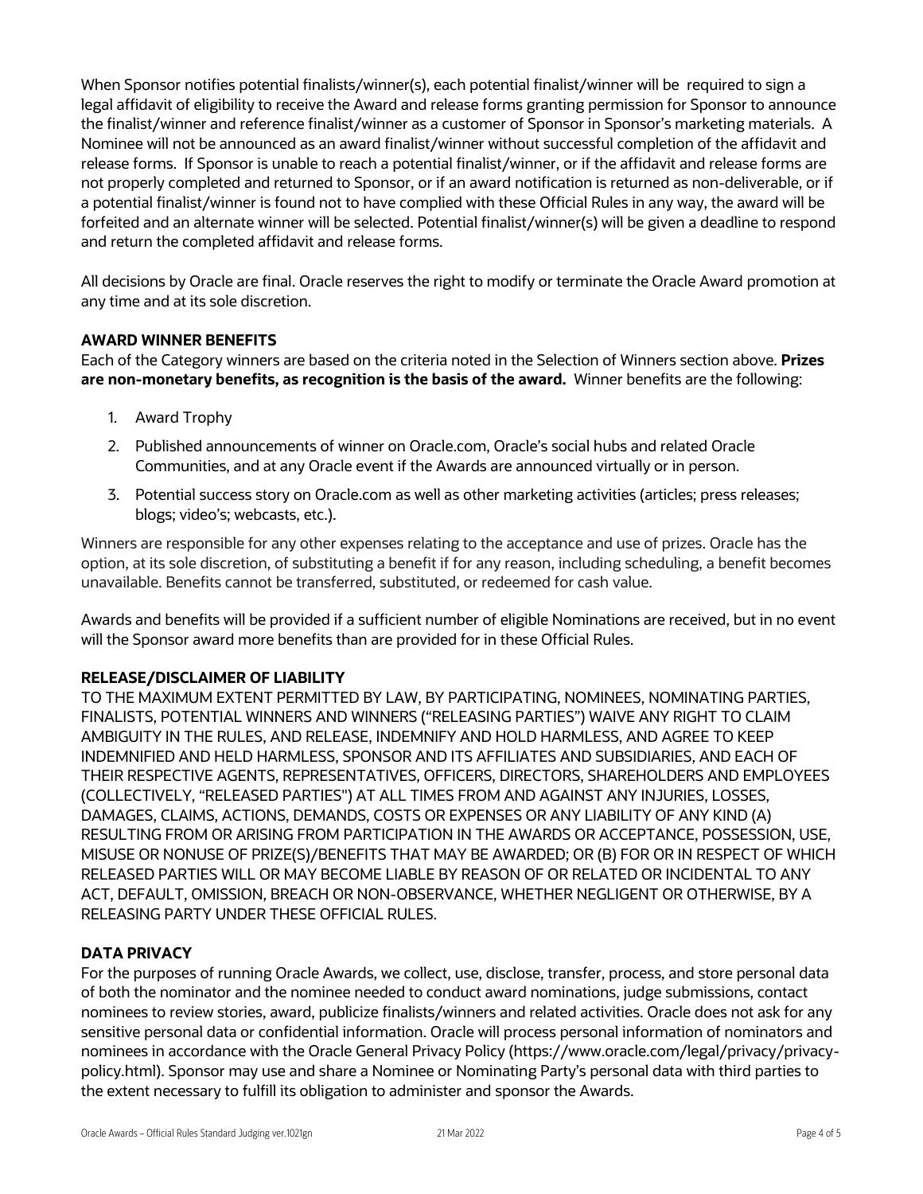When Sponsor notifies potential finalists/winner(s), each potential finalist/winner will be required to sign a legal affidavit of eligibility to receive the Award and release forms granting permission for Sponsor to announce the finalist/winner and reference finalist/winner as a customer of Sponsor in Sponsor's marketing materials. A Nominee will not be announced as an award finalist/winner without successful completion of the affidavit and release forms. If Sponsor is unable to reach a potential finalist/winner, or if the affidavit and release forms are not properly completed and returned to Sponsor, or if an award notification is returned as non-deliverable, or if a potential finalist/winner is found not to have complied with these Official Rules in any way, the award will be forfeited and an alternate winner will be selected. Potential finalist/winner(s) will be given a deadline to respond and return the completed affidavit and release forms.

All decisions by Oracle are final. Oracle reserves the right to modify or terminate the Oracle Award promotion at any time and at its sole discretion.

**AWARD WINNER BENEFITS**

Each of the Category winners are based on the criteria noted in the Selection of Winners section above. **Prizes are non-monetary benefits, as recognition is the basis of the award.** Winner benefits are the following:

1. Award Trophy
2. Published announcements of winner on Oracle.com, Oracle's social hubs and related Oracle Communities, and at any Oracle event if the Awards are announced virtually or in person.
3. Potential success story on Oracle.com as well as other marketing activities (articles; press releases; blogs; video's; webcasts, etc.).

Winners are responsible for any other expenses relating to the acceptance and use of prizes. Oracle has the option, at its sole discretion, of substituting a benefit if for any reason, including scheduling, a benefit becomes unavailable. Benefits cannot be transferred, substituted, or redeemed for cash value.

Awards and benefits will be provided if a sufficient number of eligible Nominations are received, but in no event will the Sponsor award more benefits than are provided for in these Official Rules.

**RELEASE/DISCLAIMER OF LIABILITY**

TO THE MAXIMUM EXTENT PERMITTED BY LAW, BY PARTICIPATING, NOMINEES, NOMINATING PARTIES, FINALISTS, POTENTIAL WINNERS AND WINNERS ("RELEASING PARTIES") WAIVE ANY RIGHT TO CLAIM AMBIGUITY IN THE RULES, AND RELEASE, INDEMNIFY AND HOLD HARMLESS, AND AGREE TO KEEP INDEMNIFIED AND HELD HARMLESS, SPONSOR AND ITS AFFILIATES AND SUBSIDIARIES, AND EACH OF THEIR RESPECTIVE AGENTS, REPRESENTATIVES, OFFICERS, DIRECTORS, SHAREHOLDERS AND EMPLOYEES (COLLECTIVELY, "RELEASED PARTIES") AT ALL TIMES FROM AND AGAINST ANY INJURIES, LOSSES, DAMAGES, CLAIMS, ACTIONS, DEMANDS, COSTS OR EXPENSES OR ANY LIABILITY OF ANY KIND (A) RESULTING FROM OR ARISING FROM PARTICIPATION IN THE AWARDS OR ACCEPTANCE, POSSESSION, USE, MISUSE OR NONUSE OF PRIZE(S)/BENEFITS THAT MAY BE AWARDED; OR (B) FOR OR IN RESPECT OF WHICH RELEASED PARTIES WILL OR MAY BECOME LIABLE BY REASON OF OR RELATED OR INCIDENTAL TO ANY ACT, DEFAULT, OMISSION, BREACH OR NON-OBSERVANCE, WHETHER NEGLIGENT OR OTHERWISE, BY A RELEASING PARTY UNDER THESE OFFICIAL RULES.

**DATA PRIVACY**

For the purposes of running Oracle Awards, we collect, use, disclose, transfer, process, and store personal data of both the nominator and the nominee needed to conduct award nominations, judge submissions, contact nominees to review stories, award, publicize finalists/winners and related activities. Oracle does not ask for any sensitive personal data or confidential information. Oracle will process personal information of nominators and nominees in accordance with the Oracle General Privacy Policy (https://www.oracle.com/legal/privacy/privacy-policy.html). Sponsor may use and share a Nominee or Nominating Party's personal data with third parties to the extent necessary to fulfill its obligation to administer and sponsor the Awards.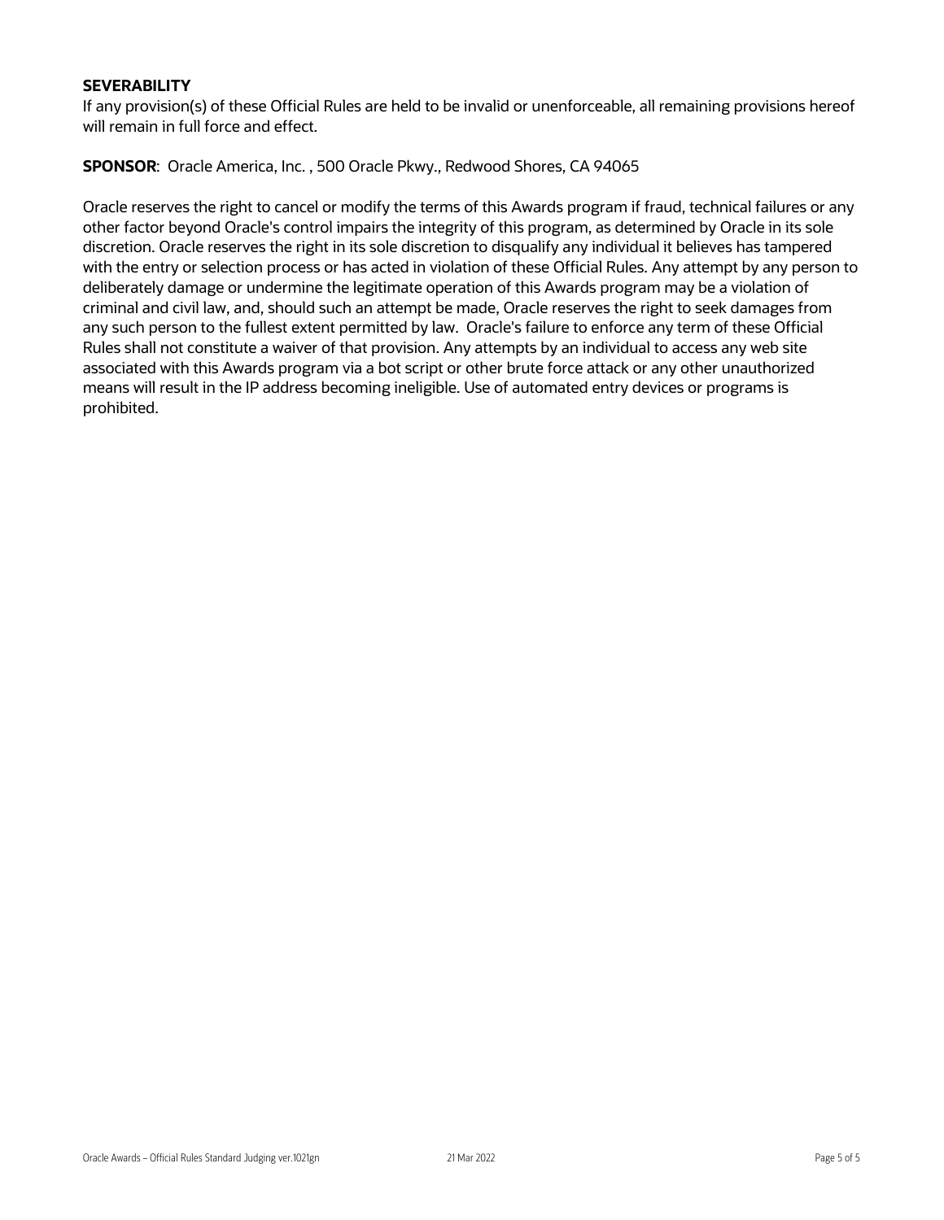**SEVERABILITY**
If any provision(s) of these Official Rules are held to be invalid or unenforceable, all remaining provisions hereof will remain in full force and effect.

**SPONSOR**: Oracle America, Inc. , 500 Oracle Pkwy., Redwood Shores, CA 94065

Oracle reserves the right to cancel or modify the terms of this Awards program if fraud, technical failures or any other factor beyond Oracle's control impairs the integrity of this program, as determined by Oracle in its sole discretion. Oracle reserves the right in its sole discretion to disqualify any individual it believes has tampered with the entry or selection process or has acted in violation of these Official Rules. Any attempt by any person to deliberately damage or undermine the legitimate operation of this Awards program may be a violation of criminal and civil law, and, should such an attempt be made, Oracle reserves the right to seek damages from any such person to the fullest extent permitted by law. Oracle's failure to enforce any term of these Official Rules shall not constitute a waiver of that provision. Any attempts by an individual to access any web site associated with this Awards program via a bot script or other brute force attack or any other unauthorized means will result in the IP address becoming ineligible. Use of automated entry devices or programs is prohibited.